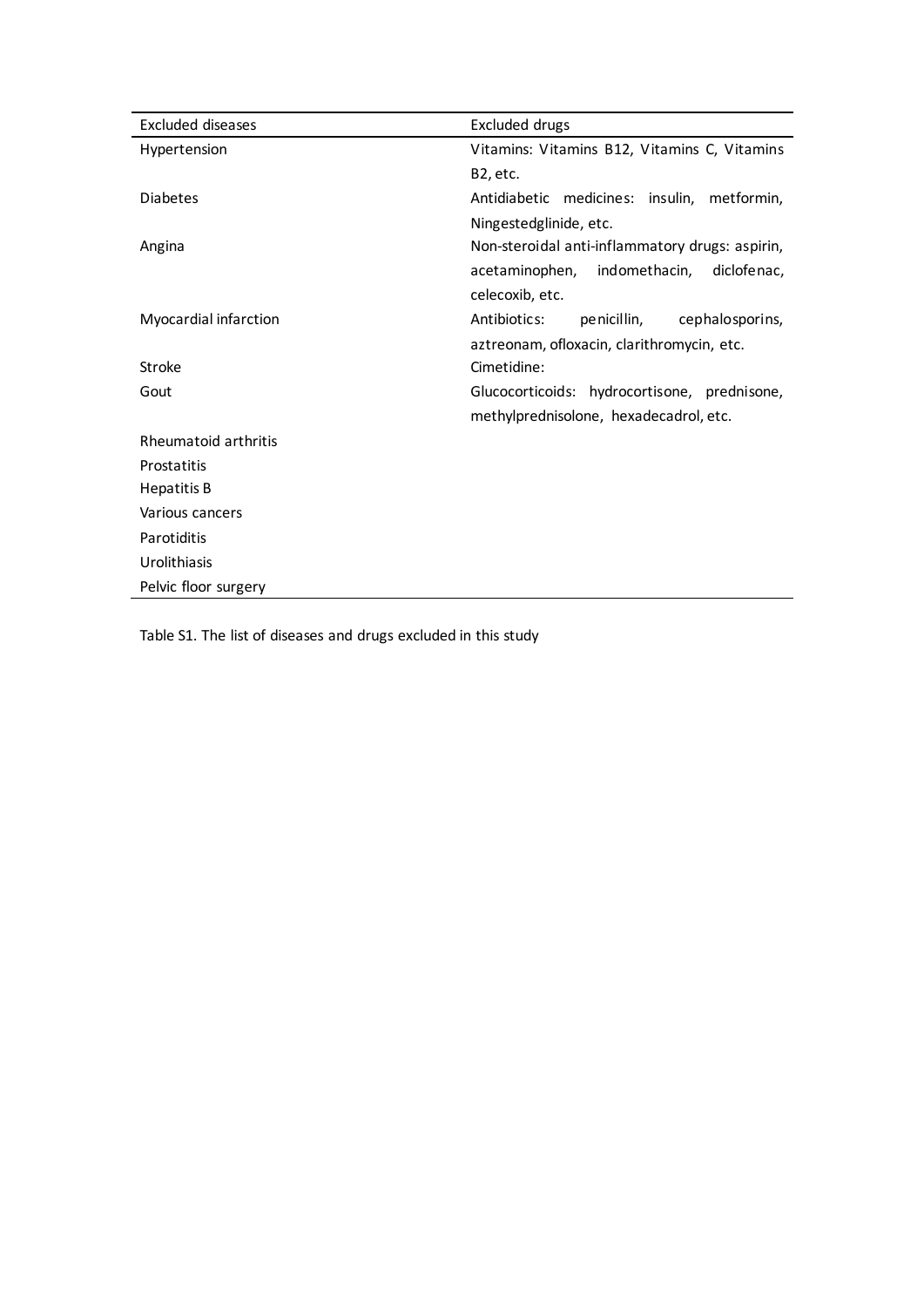| Excluded diseases | Excluded drugs |
|---|---|
| Hypertension | Vitamins: Vitamins B12, Vitamins C, Vitamins B2, etc. |
| Diabetes | Antidiabetic medicines: insulin, metformin, Ningestedglinide, etc. |
| Angina | Non-steroidal anti-inflammatory drugs: aspirin, acetaminophen, indomethacin, diclofenac, celecoxib, etc. |
| Myocardial infarction | Antibiotics: penicillin, cephalosporins, aztreonam, ofloxacin, clarithromycin, etc. |
| Stroke | Cimetidine: |
| Gout | Glucocorticoids: hydrocortisone, prednisone, methylprednisolone, hexadecadrol, etc. |
| Rheumatoid arthritis | |
| Prostatitis | |
| Hepatitis B | |
| Various cancers | |
| Parotiditis | |
| Urolithiasis | |
| Pelvic floor surgery | |

Table S1. The list of diseases and drugs excluded in this study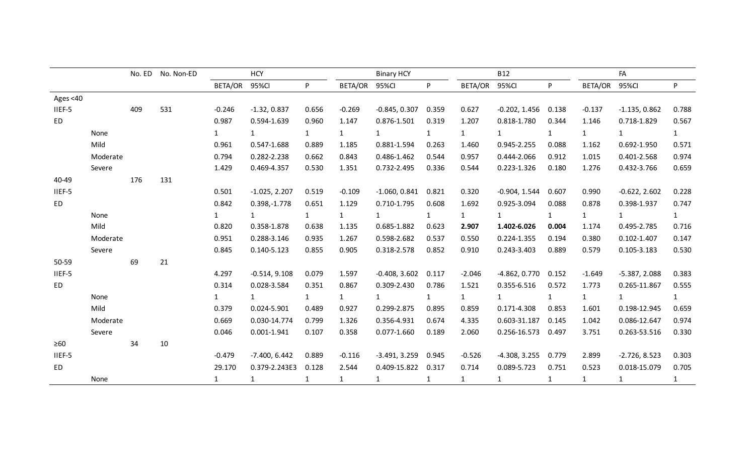| | | No. ED | No. Non-ED | HCY | | | Binary HCY | | | B12 | | | FA | | |
|---|---|---|---|---|---|---|---|---|---|---|---|---|---|---|---|
| | | | | BETA/OR | 95%CI | P | BETA/OR | 95%CI | P | BETA/OR | 95%CI | P | BETA/OR | 95%CI | P |
| Ages <40 | | | | | | | | | | | | | | | |
| IIEF-5 | | 409 | 531 | -0.246 | -1.32, 0.837 | 0.656 | -0.269 | -0.845, 0.307 | 0.359 | 0.627 | -0.202, 1.456 | 0.138 | -0.137 | -1.135, 0.862 | 0.788 |
| ED | | | | 0.987 | 0.594-1.639 | 0.960 | 1.147 | 0.876-1.501 | 0.319 | 1.207 | 0.818-1.780 | 0.344 | 1.146 | 0.718-1.829 | 0.567 |
| | None | | | 1 | 1 | 1 | 1 | 1 | 1 | 1 | 1 | 1 | 1 | 1 | 1 |
| | Mild | | | 0.961 | 0.547-1.688 | 0.889 | 1.185 | 0.881-1.594 | 0.263 | 1.460 | 0.945-2.255 | 0.088 | 1.162 | 0.692-1.950 | 0.571 |
| | Moderate | | | 0.794 | 0.282-2.238 | 0.662 | 0.843 | 0.486-1.462 | 0.544 | 0.957 | 0.444-2.066 | 0.912 | 1.015 | 0.401-2.568 | 0.974 |
| | Severe | | | 1.429 | 0.469-4.357 | 0.530 | 1.351 | 0.732-2.495 | 0.336 | 0.544 | 0.223-1.326 | 0.180 | 1.276 | 0.432-3.766 | 0.659 |
| 40-49 | | 176 | 131 | | | | | | | | | | | | |
| IIEF-5 | | | | 0.501 | -1.025, 2.207 | 0.519 | -0.109 | -1.060, 0.841 | 0.821 | 0.320 | -0.904, 1.544 | 0.607 | 0.990 | -0.622, 2.602 | 0.228 |
| ED | | | | 0.842 | 0.398,-1.778 | 0.651 | 1.129 | 0.710-1.795 | 0.608 | 1.692 | 0.925-3.094 | 0.088 | 0.878 | 0.398-1.937 | 0.747 |
| | None | | | 1 | 1 | 1 | 1 | 1 | 1 | 1 | 1 | 1 | 1 | 1 | 1 |
| | Mild | | | 0.820 | 0.358-1.878 | 0.638 | 1.135 | 0.685-1.882 | 0.623 | **2.907** | **1.402-6.026** | **0.004** | 1.174 | 0.495-2.785 | 0.716 |
| | Moderate | | | 0.951 | 0.288-3.146 | 0.935 | 1.267 | 0.598-2.682 | 0.537 | 0.550 | 0.224-1.355 | 0.194 | 0.380 | 0.102-1.407 | 0.147 |
| | Severe | | | 0.845 | 0.140-5.123 | 0.855 | 0.905 | 0.318-2.578 | 0.852 | 0.910 | 0.243-3.403 | 0.889 | 0.579 | 0.105-3.183 | 0.530 |
| 50-59 | | 69 | 21 | | | | | | | | | | | | |
| IIEF-5 | | | | 4.297 | -0.514, 9.108 | 0.079 | 1.597 | -0.408, 3.602 | 0.117 | -2.046 | -4.862, 0.770 | 0.152 | -1.649 | -5.387, 2.088 | 0.383 |
| ED | | | | 0.314 | 0.028-3.584 | 0.351 | 0.867 | 0.309-2.430 | 0.786 | 1.521 | 0.355-6.516 | 0.572 | 1.773 | 0.265-11.867 | 0.555 |
| | None | | | 1 | 1 | 1 | 1 | 1 | 1 | 1 | 1 | 1 | 1 | 1 | 1 |
| | Mild | | | 0.379 | 0.024-5.901 | 0.489 | 0.927 | 0.299-2.875 | 0.895 | 0.859 | 0.171-4.308 | 0.853 | 1.601 | 0.198-12.945 | 0.659 |
| | Moderate | | | 0.669 | 0.030-14.774 | 0.799 | 1.326 | 0.356-4.931 | 0.674 | 4.335 | 0.603-31.187 | 0.145 | 1.042 | 0.086-12.647 | 0.974 |
| | Severe | | | 0.046 | 0.001-1.941 | 0.107 | 0.358 | 0.077-1.660 | 0.189 | 2.060 | 0.256-16.573 | 0.497 | 3.751 | 0.263-53.516 | 0.330 |
| ≥60 | | 34 | 10 | | | | | | | | | | | | |
| IIEF-5 | | | | -0.479 | -7.400, 6.442 | 0.889 | -0.116 | -3.491, 3.259 | 0.945 | -0.526 | -4.308, 3.255 | 0.779 | 2.899 | -2.726, 8.523 | 0.303 |
| ED | | | | 29.170 | 0.379-2.243E3 | 0.128 | 2.544 | 0.409-15.822 | 0.317 | 0.714 | 0.089-5.723 | 0.751 | 0.523 | 0.018-15.079 | 0.705 |
| | None | | | 1 | 1 | 1 | 1 | 1 | 1 | 1 | 1 | 1 | 1 | 1 | 1 |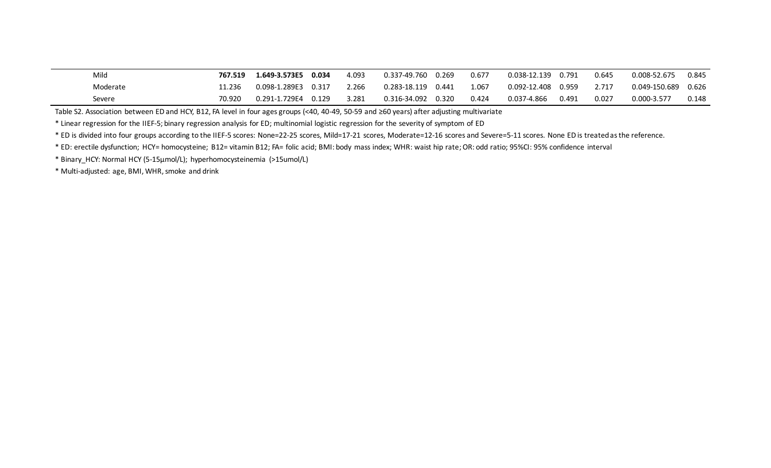| | | | | | | | | | | | | |
|---|---|---|---|---|---|---|---|---|---|---|---|---|
| Mild | **767.519** | **1.649-3.573E5** | **0.034** | 4.093 | 0.337-49.760 | 0.269 | 0.677 | 0.038-12.139 | 0.791 | 0.645 | 0.008-52.675 | 0.845 |
| Moderate | 11.236 | 0.098-1.289E3 | 0.317 | 2.266 | 0.283-18.119 | 0.441 | 1.067 | 0.092-12.408 | 0.959 | 2.717 | 0.049-150.689 | 0.626 |
| Severe | 70.920 | 0.291-1.729E4 | 0.129 | 3.281 | 0.316-34.092 | 0.320 | 0.424 | 0.037-4.866 | 0.491 | 0.027 | 0.000-3.577 | 0.148 |

Table S2. Association between ED and HCY, B12, FA level in four ages groups (<40, 40-49, 50-59 and ≥60 years) after adjusting multivariate

* Linear regression for the IIEF-5; binary regression analysis for ED; multinomial logistic regression for the severity of symptom of ED

* ED is divided into four groups according to the IIEF-5 scores: None=22-25 scores, Mild=17-21 scores, Moderate=12-16 scores and Severe=5-11 scores. None ED is treated as the reference.

* ED: erectile dysfunction; HCY= homocysteine; B12= vitamin B12; FA= folic acid; BMI: body mass index; WHR: waist hip rate; OR: odd ratio; 95%CI: 95% confidence interval

* Binary_HCY: Normal HCY (5-15μmol/L); hyperhomocysteinemia (>15umol/L)

* Multi-adjusted: age, BMI, WHR, smoke and drink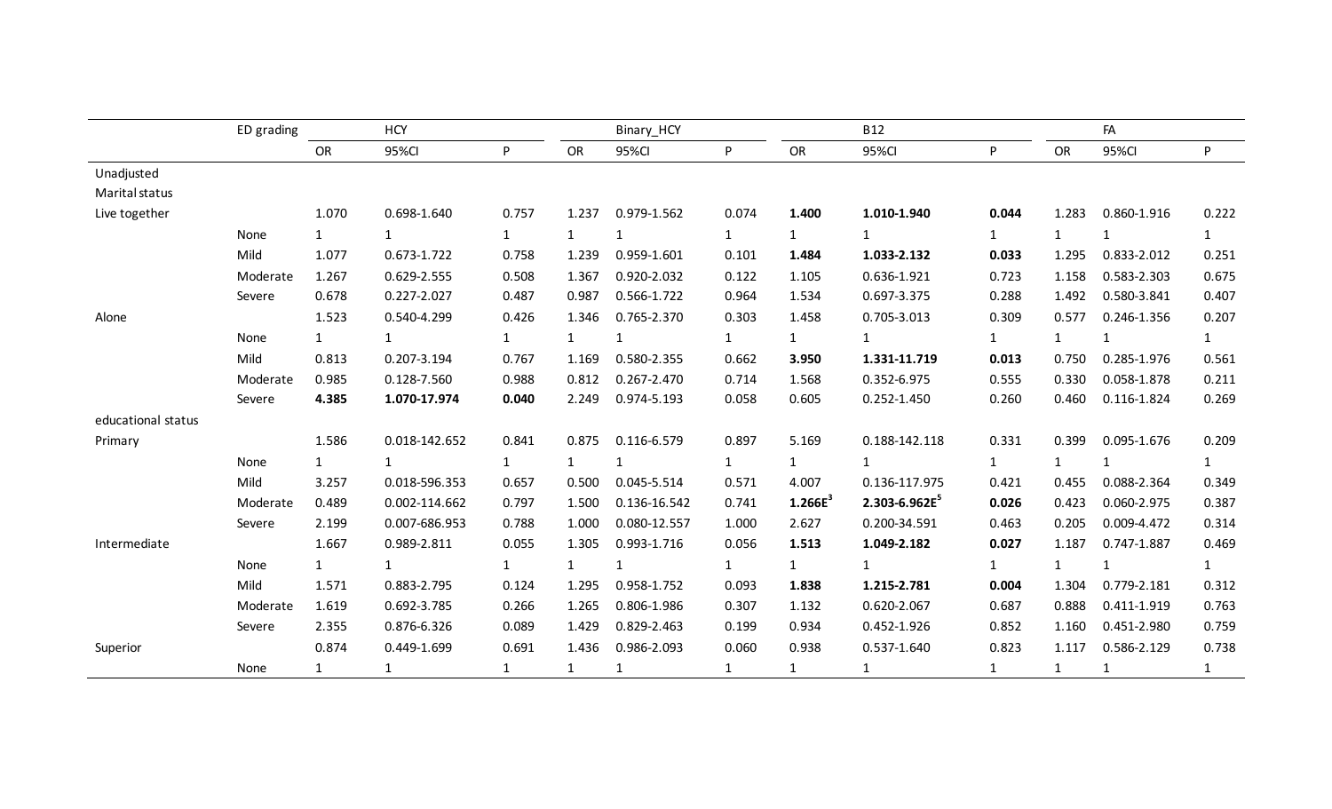| | ED grading | HCY | | | Binary_HCY | | | B12 | | | FA | | |
|---|---|---|---|---|---|---|---|---|---|---|---|---|---|
| | | OR | 95%CI | P | OR | 95%CI | P | OR | 95%CI | P | OR | 95%CI | P |
| Unadjusted | | | | | | | | | | | | | |
| Marital status | | | | | | | | | | | | | |
| Live together | | 1.070 | 0.698-1.640 | 0.757 | 1.237 | 0.979-1.562 | 0.074 | **1.400** | **1.010-1.940** | **0.044** | 1.283 | 0.860-1.916 | 0.222 |
| | None | 1 | 1 | 1 | 1 | 1 | 1 | 1 | 1 | 1 | 1 | 1 | 1 |
| | Mild | 1.077 | 0.673-1.722 | 0.758 | 1.239 | 0.959-1.601 | 0.101 | **1.484** | **1.033-2.132** | **0.033** | 1.295 | 0.833-2.012 | 0.251 |
| | Moderate | 1.267 | 0.629-2.555 | 0.508 | 1.367 | 0.920-2.032 | 0.122 | 1.105 | 0.636-1.921 | 0.723 | 1.158 | 0.583-2.303 | 0.675 |
| | Severe | 0.678 | 0.227-2.027 | 0.487 | 0.987 | 0.566-1.722 | 0.964 | 1.534 | 0.697-3.375 | 0.288 | 1.492 | 0.580-3.841 | 0.407 |
| Alone | | 1.523 | 0.540-4.299 | 0.426 | 1.346 | 0.765-2.370 | 0.303 | 1.458 | 0.705-3.013 | 0.309 | 0.577 | 0.246-1.356 | 0.207 |
| | None | 1 | 1 | 1 | 1 | 1 | 1 | 1 | 1 | 1 | 1 | 1 | 1 |
| | Mild | 0.813 | 0.207-3.194 | 0.767 | 1.169 | 0.580-2.355 | 0.662 | **3.950** | **1.331-11.719** | **0.013** | 0.750 | 0.285-1.976 | 0.561 |
| | Moderate | 0.985 | 0.128-7.560 | 0.988 | 0.812 | 0.267-2.470 | 0.714 | 1.568 | 0.352-6.975 | 0.555 | 0.330 | 0.058-1.878 | 0.211 |
| | Severe | **4.385** | **1.070-17.974** | **0.040** | 2.249 | 0.974-5.193 | 0.058 | 0.605 | 0.252-1.450 | 0.260 | 0.460 | 0.116-1.824 | 0.269 |
| educational status | | | | | | | | | | | | | |
| Primary | | 1.586 | 0.018-142.652 | 0.841 | 0.875 | 0.116-6.579 | 0.897 | 5.169 | 0.188-142.118 | 0.331 | 0.399 | 0.095-1.676 | 0.209 |
| | None | 1 | 1 | 1 | 1 | 1 | 1 | 1 | 1 | 1 | 1 | 1 | 1 |
| | Mild | 3.257 | 0.018-596.353 | 0.657 | 0.500 | 0.045-5.514 | 0.571 | 4.007 | 0.136-117.975 | 0.421 | 0.455 | 0.088-2.364 | 0.349 |
| | Moderate | 0.489 | 0.002-114.662 | 0.797 | 1.500 | 0.136-16.542 | 0.741 | **$1.266E^{3}$** | **$2.303\text{-}6.962E^{5}$** | **0.026** | 0.423 | 0.060-2.975 | 0.387 |
| | Severe | 2.199 | 0.007-686.953 | 0.788 | 1.000 | 0.080-12.557 | 1.000 | 2.627 | 0.200-34.591 | 0.463 | 0.205 | 0.009-4.472 | 0.314 |
| Intermediate | | 1.667 | 0.989-2.811 | 0.055 | 1.305 | 0.993-1.716 | 0.056 | **1.513** | **1.049-2.182** | **0.027** | 1.187 | 0.747-1.887 | 0.469 |
| | None | 1 | 1 | 1 | 1 | 1 | 1 | 1 | 1 | 1 | 1 | 1 | 1 |
| | Mild | 1.571 | 0.883-2.795 | 0.124 | 1.295 | 0.958-1.752 | 0.093 | **1.838** | **1.215-2.781** | **0.004** | 1.304 | 0.779-2.181 | 0.312 |
| | Moderate | 1.619 | 0.692-3.785 | 0.266 | 1.265 | 0.806-1.986 | 0.307 | 1.132 | 0.620-2.067 | 0.687 | 0.888 | 0.411-1.919 | 0.763 |
| | Severe | 2.355 | 0.876-6.326 | 0.089 | 1.429 | 0.829-2.463 | 0.199 | 0.934 | 0.452-1.926 | 0.852 | 1.160 | 0.451-2.980 | 0.759 |
| Superior | | 0.874 | 0.449-1.699 | 0.691 | 1.436 | 0.986-2.093 | 0.060 | 0.938 | 0.537-1.640 | 0.823 | 1.117 | 0.586-2.129 | 0.738 |
| | None | 1 | 1 | 1 | 1 | 1 | 1 | 1 | 1 | 1 | 1 | 1 | 1 |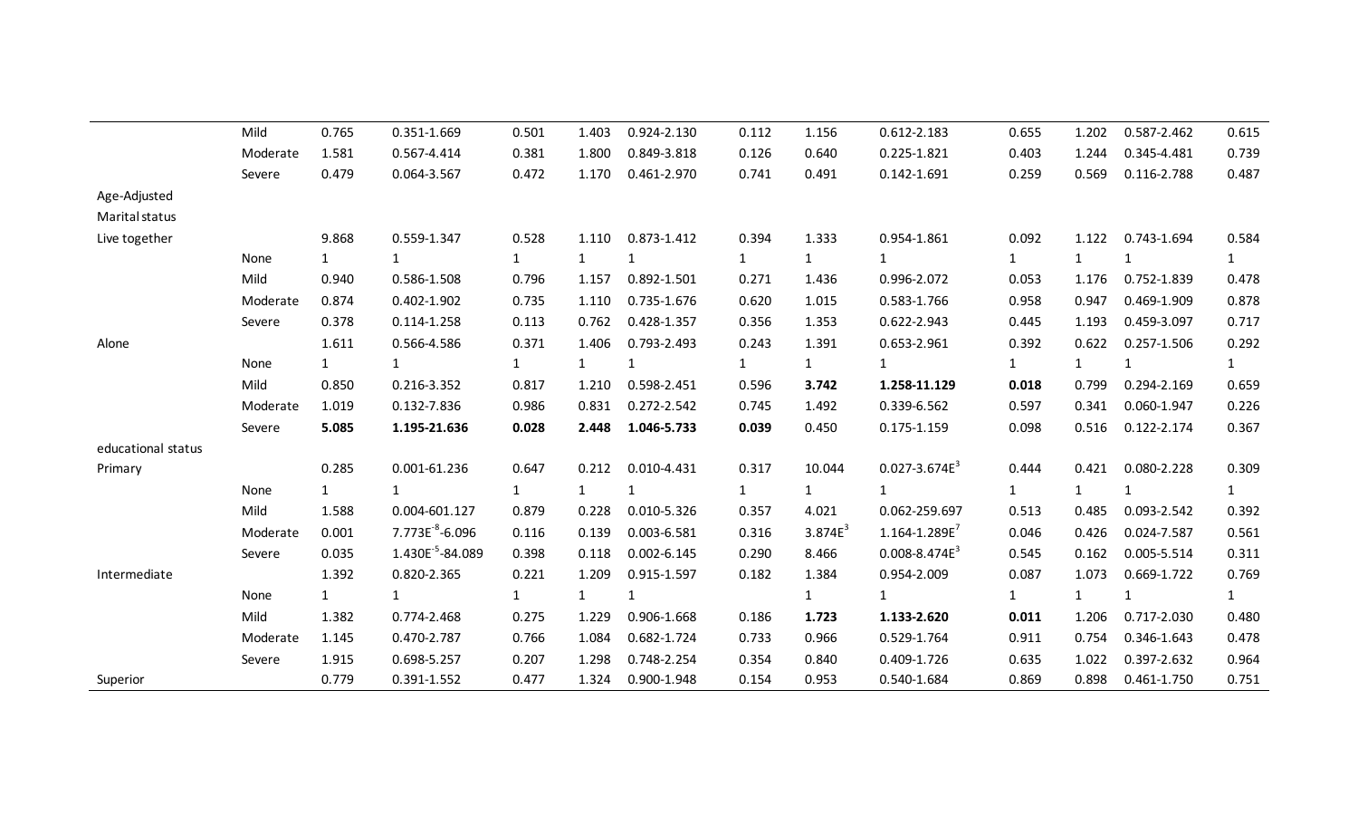| | | | | | | | | | | | | | |
|---|---|---|---|---|---|---|---|---|---|---|---|---|---|
| | Mild | 0.765 | 0.351-1.669 | 0.501 | 1.403 | 0.924-2.130 | 0.112 | 1.156 | 0.612-2.183 | 0.655 | 1.202 | 0.587-2.462 | 0.615 |
| | Moderate | 1.581 | 0.567-4.414 | 0.381 | 1.800 | 0.849-3.818 | 0.126 | 0.640 | 0.225-1.821 | 0.403 | 1.244 | 0.345-4.481 | 0.739 |
| | Severe | 0.479 | 0.064-3.567 | 0.472 | 1.170 | 0.461-2.970 | 0.741 | 0.491 | 0.142-1.691 | 0.259 | 0.569 | 0.116-2.788 | 0.487 |
| Age-Adjusted | | | | | | | | | | | | | |
| Marital status | | | | | | | | | | | | | |
| Live together | | 9.868 | 0.559-1.347 | 0.528 | 1.110 | 0.873-1.412 | 0.394 | 1.333 | 0.954-1.861 | 0.092 | 1.122 | 0.743-1.694 | 0.584 |
| | None | 1 | 1 | 1 | 1 | 1 | 1 | 1 | 1 | 1 | 1 | 1 | 1 |
| | Mild | 0.940 | 0.586-1.508 | 0.796 | 1.157 | 0.892-1.501 | 0.271 | 1.436 | 0.996-2.072 | 0.053 | 1.176 | 0.752-1.839 | 0.478 |
| | Moderate | 0.874 | 0.402-1.902 | 0.735 | 1.110 | 0.735-1.676 | 0.620 | 1.015 | 0.583-1.766 | 0.958 | 0.947 | 0.469-1.909 | 0.878 |
| | Severe | 0.378 | 0.114-1.258 | 0.113 | 0.762 | 0.428-1.357 | 0.356 | 1.353 | 0.622-2.943 | 0.445 | 1.193 | 0.459-3.097 | 0.717 |
| Alone | | 1.611 | 0.566-4.586 | 0.371 | 1.406 | 0.793-2.493 | 0.243 | 1.391 | 0.653-2.961 | 0.392 | 0.622 | 0.257-1.506 | 0.292 |
| | None | 1 | 1 | 1 | 1 | 1 | 1 | 1 | 1 | 1 | 1 | 1 | 1 |
| | Mild | 0.850 | 0.216-3.352 | 0.817 | 1.210 | 0.598-2.451 | 0.596 | **3.742** | **1.258-11.129** | **0.018** | 0.799 | 0.294-2.169 | 0.659 |
| | Moderate | 1.019 | 0.132-7.836 | 0.986 | 0.831 | 0.272-2.542 | 0.745 | 1.492 | 0.339-6.562 | 0.597 | 0.341 | 0.060-1.947 | 0.226 |
| | Severe | **5.085** | **1.195-21.636** | **0.028** | **2.448** | **1.046-5.733** | **0.039** | 0.450 | 0.175-1.159 | 0.098 | 0.516 | 0.122-2.174 | 0.367 |
| educational status | | | | | | | | | | | | | |
| Primary | | 0.285 | 0.001-61.236 | 0.647 | 0.212 | 0.010-4.431 | 0.317 | 10.044 | 0.027-3.674$E^{3}$ | 0.444 | 0.421 | 0.080-2.228 | 0.309 |
| | None | 1 | 1 | 1 | 1 | 1 | 1 | 1 | 1 | 1 | 1 | 1 | 1 |
| | Mild | 1.588 | 0.004-601.127 | 0.879 | 0.228 | 0.010-5.326 | 0.357 | 4.021 | 0.062-259.697 | 0.513 | 0.485 | 0.093-2.542 | 0.392 |
| | Moderate | 0.001 | 7.773$E^{-8}$-6.096 | 0.116 | 0.139 | 0.003-6.581 | 0.316 | 3.874$E^{3}$ | 1.164-1.289$E^{7}$ | 0.046 | 0.426 | 0.024-7.587 | 0.561 |
| | Severe | 0.035 | 1.430$E^{-5}$-84.089 | 0.398 | 0.118 | 0.002-6.145 | 0.290 | 8.466 | 0.008-8.474$E^{3}$ | 0.545 | 0.162 | 0.005-5.514 | 0.311 |
| Intermediate | | 1.392 | 0.820-2.365 | 0.221 | 1.209 | 0.915-1.597 | 0.182 | 1.384 | 0.954-2.009 | 0.087 | 1.073 | 0.669-1.722 | 0.769 |
| | None | 1 | 1 | 1 | 1 | 1 | | 1 | 1 | 1 | 1 | 1 | 1 |
| | Mild | 1.382 | 0.774-2.468 | 0.275 | 1.229 | 0.906-1.668 | 0.186 | **1.723** | **1.133-2.620** | **0.011** | 1.206 | 0.717-2.030 | 0.480 |
| | Moderate | 1.145 | 0.470-2.787 | 0.766 | 1.084 | 0.682-1.724 | 0.733 | 0.966 | 0.529-1.764 | 0.911 | 0.754 | 0.346-1.643 | 0.478 |
| | Severe | 1.915 | 0.698-5.257 | 0.207 | 1.298 | 0.748-2.254 | 0.354 | 0.840 | 0.409-1.726 | 0.635 | 1.022 | 0.397-2.632 | 0.964 |
| Superior | | 0.779 | 0.391-1.552 | 0.477 | 1.324 | 0.900-1.948 | 0.154 | 0.953 | 0.540-1.684 | 0.869 | 0.898 | 0.461-1.750 | 0.751 |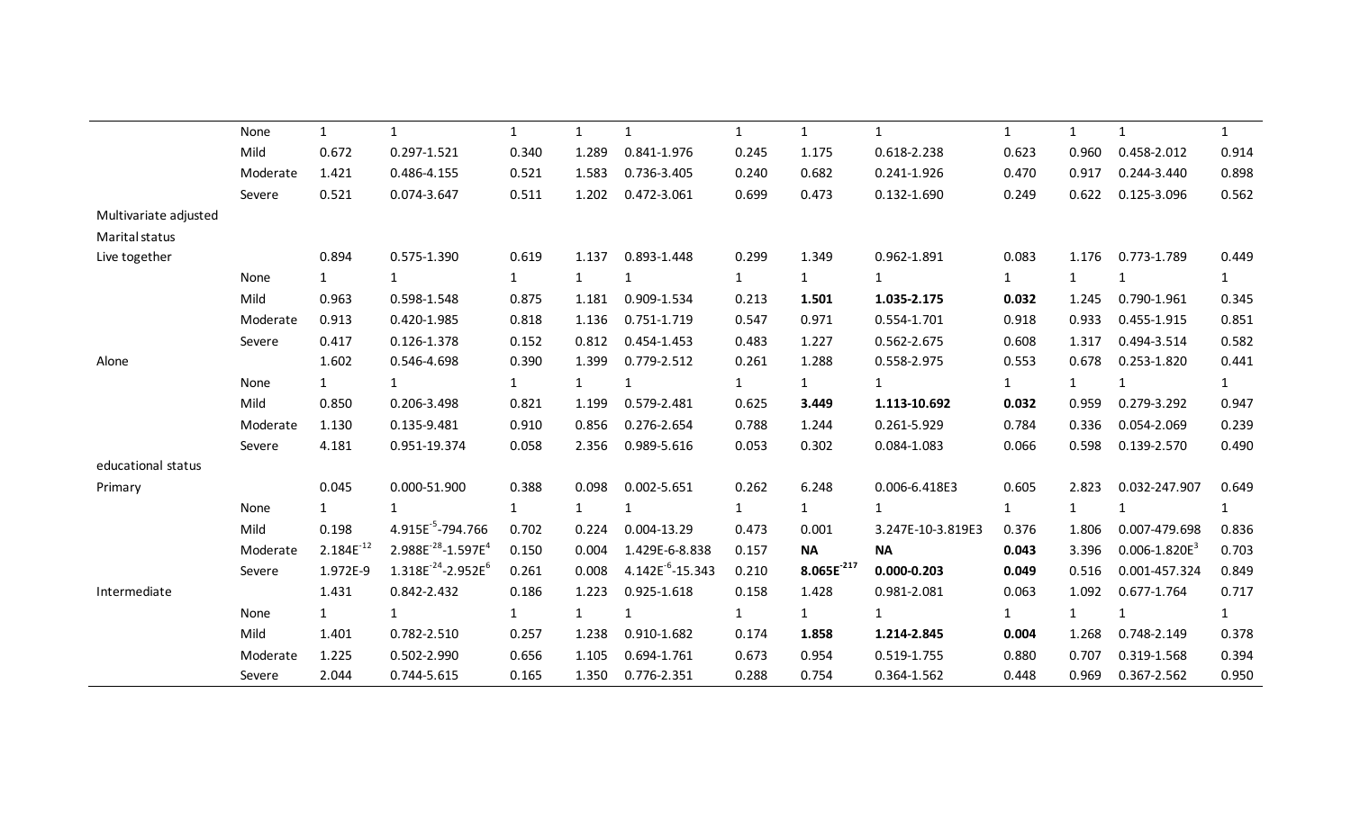| | | | | | | | | | | | | | |
|---|---|---|---|---|---|---|---|---|---|---|---|---|---|
| | None | 1 | 1 | 1 | 1 | 1 | 1 | 1 | 1 | 1 | 1 | 1 | 1 |
| | Mild | 0.672 | 0.297-1.521 | 0.340 | 1.289 | 0.841-1.976 | 0.245 | 1.175 | 0.618-2.238 | 0.623 | 0.960 | 0.458-2.012 | 0.914 |
| | Moderate | 1.421 | 0.486-4.155 | 0.521 | 1.583 | 0.736-3.405 | 0.240 | 0.682 | 0.241-1.926 | 0.470 | 0.917 | 0.244-3.440 | 0.898 |
| | Severe | 0.521 | 0.074-3.647 | 0.511 | 1.202 | 0.472-3.061 | 0.699 | 0.473 | 0.132-1.690 | 0.249 | 0.622 | 0.125-3.096 | 0.562 |
| Multivariate adjusted | | | | | | | | | | | | | |
| Marital status | | | | | | | | | | | | | |
| Live together | | 0.894 | 0.575-1.390 | 0.619 | 1.137 | 0.893-1.448 | 0.299 | 1.349 | 0.962-1.891 | 0.083 | 1.176 | 0.773-1.789 | 0.449 |
| | None | 1 | 1 | 1 | 1 | 1 | 1 | 1 | 1 | 1 | 1 | 1 | 1 |
| | Mild | 0.963 | 0.598-1.548 | 0.875 | 1.181 | 0.909-1.534 | 0.213 | **1.501** | **1.035-2.175** | **0.032** | 1.245 | 0.790-1.961 | 0.345 |
| | Moderate | 0.913 | 0.420-1.985 | 0.818 | 1.136 | 0.751-1.719 | 0.547 | 0.971 | 0.554-1.701 | 0.918 | 0.933 | 0.455-1.915 | 0.851 |
| | Severe | 0.417 | 0.126-1.378 | 0.152 | 0.812 | 0.454-1.453 | 0.483 | 1.227 | 0.562-2.675 | 0.608 | 1.317 | 0.494-3.514 | 0.582 |
| Alone | | 1.602 | 0.546-4.698 | 0.390 | 1.399 | 0.779-2.512 | 0.261 | 1.288 | 0.558-2.975 | 0.553 | 0.678 | 0.253-1.820 | 0.441 |
| | None | 1 | 1 | 1 | 1 | 1 | 1 | 1 | 1 | 1 | 1 | 1 | 1 |
| | Mild | 0.850 | 0.206-3.498 | 0.821 | 1.199 | 0.579-2.481 | 0.625 | **3.449** | **1.113-10.692** | **0.032** | 0.959 | 0.279-3.292 | 0.947 |
| | Moderate | 1.130 | 0.135-9.481 | 0.910 | 0.856 | 0.276-2.654 | 0.788 | 1.244 | 0.261-5.929 | 0.784 | 0.336 | 0.054-2.069 | 0.239 |
| | Severe | 4.181 | 0.951-19.374 | 0.058 | 2.356 | 0.989-5.616 | 0.053 | 0.302 | 0.084-1.083 | 0.066 | 0.598 | 0.139-2.570 | 0.490 |
| educational status | | | | | | | | | | | | | |
| Primary | | 0.045 | 0.000-51.900 | 0.388 | 0.098 | 0.002-5.651 | 0.262 | 6.248 | 0.006-6.418E3 | 0.605 | 2.823 | 0.032-247.907 | 0.649 |
| | None | 1 | 1 | 1 | 1 | 1 | 1 | 1 | 1 | 1 | 1 | 1 | 1 |
| | Mild | 0.198 | $4.915E^{-5}$-794.766 | 0.702 | 0.224 | 0.004-13.29 | 0.473 | 0.001 | 3.247E-10-3.819E3 | 0.376 | 1.806 | 0.007-479.698 | 0.836 |
| | Moderate | $2.184E^{-12}$ | $2.988E^{-28}$-$1.597E^{4}$ | 0.150 | 0.004 | 1.429E-6-8.838 | 0.157 | **NA** | **NA** | **0.043** | 3.396 | 0.006-$1.820E^{3}$ | 0.703 |
| | Severe | 1.972E-9 | $1.318E^{-24}$-$2.952E^{6}$ | 0.261 | 0.008 | $4.142E^{-6}$-15.343 | 0.210 | **$8.065E^{-217}$** | **0.000-0.203** | **0.049** | 0.516 | 0.001-457.324 | 0.849 |
| Intermediate | | 1.431 | 0.842-2.432 | 0.186 | 1.223 | 0.925-1.618 | 0.158 | 1.428 | 0.981-2.081 | 0.063 | 1.092 | 0.677-1.764 | 0.717 |
| | None | 1 | 1 | 1 | 1 | 1 | 1 | 1 | 1 | 1 | 1 | 1 | 1 |
| | Mild | 1.401 | 0.782-2.510 | 0.257 | 1.238 | 0.910-1.682 | 0.174 | **1.858** | **1.214-2.845** | **0.004** | 1.268 | 0.748-2.149 | 0.378 |
| | Moderate | 1.225 | 0.502-2.990 | 0.656 | 1.105 | 0.694-1.761 | 0.673 | 0.954 | 0.519-1.755 | 0.880 | 0.707 | 0.319-1.568 | 0.394 |
| | Severe | 2.044 | 0.744-5.615 | 0.165 | 1.350 | 0.776-2.351 | 0.288 | 0.754 | 0.364-1.562 | 0.448 | 0.969 | 0.367-2.562 | 0.950 |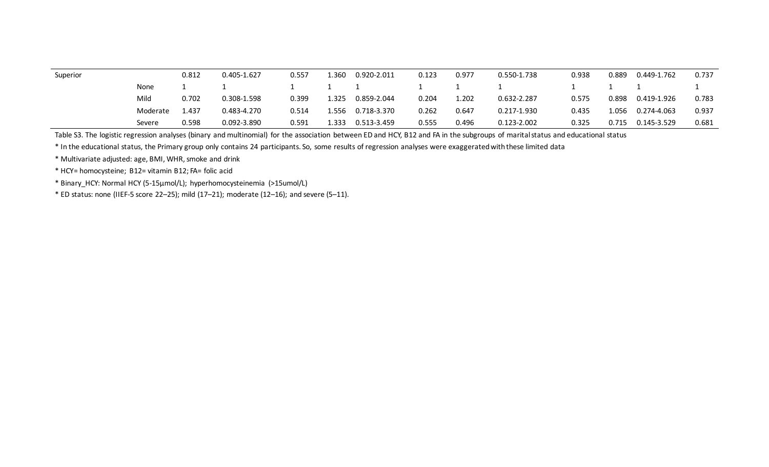| | | | | | | | | | | | | | |
|---|---|---|---|---|---|---|---|---|---|---|---|---|---|
| Superior | | 0.812 | 0.405-1.627 | 0.557 | 1.360 | 0.920-2.011 | 0.123 | 0.977 | 0.550-1.738 | 0.938 | 0.889 | 0.449-1.762 | 0.737 |
| | None | 1 | 1 | 1 | 1 | 1 | 1 | 1 | 1 | 1 | 1 | 1 | 1 |
| | Mild | 0.702 | 0.308-1.598 | 0.399 | 1.325 | 0.859-2.044 | 0.204 | 1.202 | 0.632-2.287 | 0.575 | 0.898 | 0.419-1.926 | 0.783 |
| | Moderate | 1.437 | 0.483-4.270 | 0.514 | 1.556 | 0.718-3.370 | 0.262 | 0.647 | 0.217-1.930 | 0.435 | 1.056 | 0.274-4.063 | 0.937 |
| | Severe | 0.598 | 0.092-3.890 | 0.591 | 1.333 | 0.513-3.459 | 0.555 | 0.496 | 0.123-2.002 | 0.325 | 0.715 | 0.145-3.529 | 0.681 |

Table S3. The logistic regression analyses (binary and multinomial) for the association between ED and HCY, B12 and FA in the subgroups of marital status and educational status

* In the educational status, the Primary group only contains 24 participants. So, some results of regression analyses were exaggerated with these limited data

* Multivariate adjusted: age, BMI, WHR, smoke and drink

* HCY= homocysteine; B12= vitamin B12; FA= folic acid

* Binary_HCY: Normal HCY (5-15μmol/L); hyperhomocysteinemia (>15umol/L)

* ED status: none (IIEF-5 score 22–25); mild (17–21); moderate (12–16); and severe (5–11).